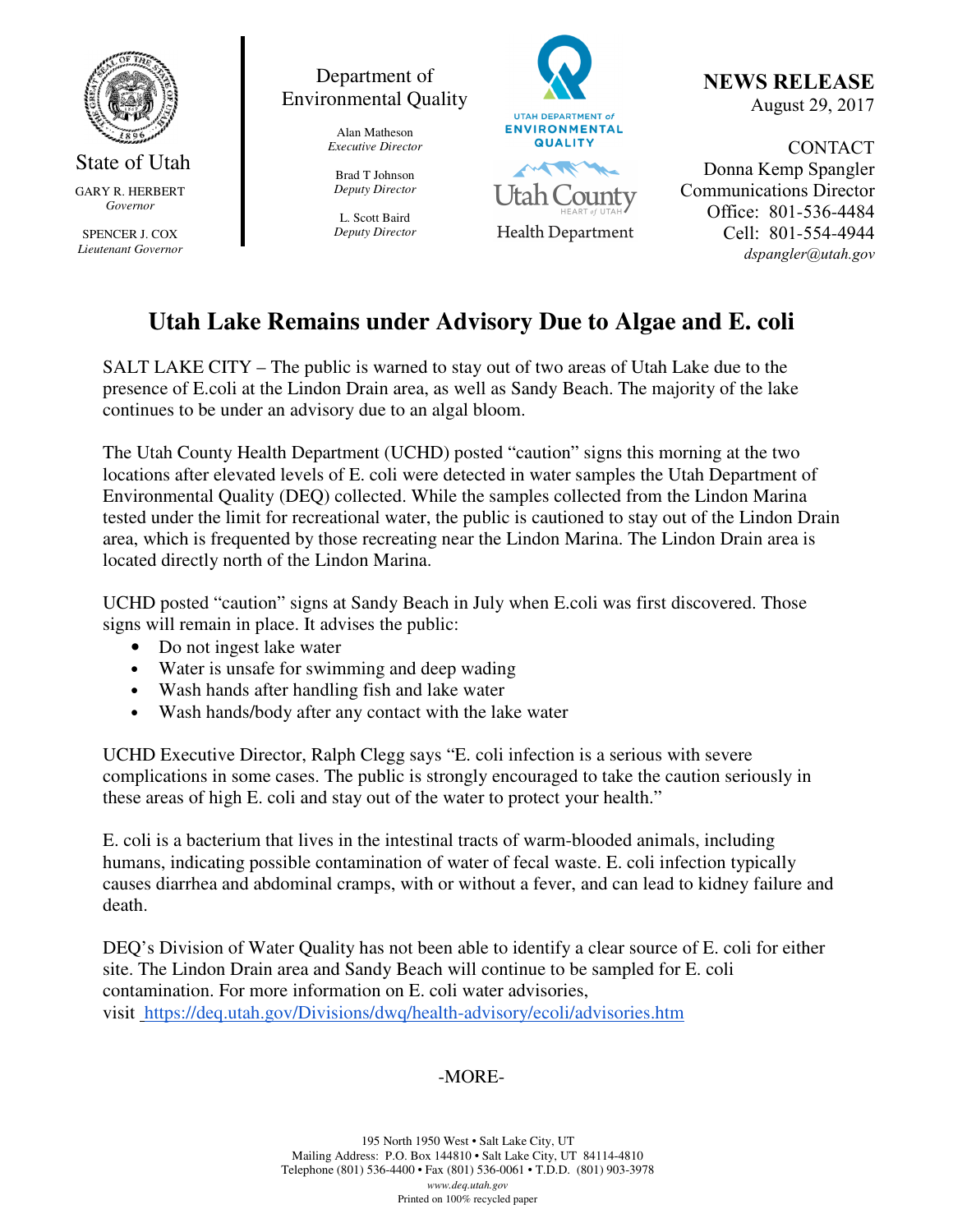State of Utah

GARY R. HERBERT
*Governor*

SPENCER J. COX
*Lieutenant Governor*

Department of Environmental Quality

Alan Matheson
*Executive Director*

Brad T Johnson
*Deputy Director*

L. Scott Baird
*Deputy Director*

UTAH DEPARTMENT of ENVIRONMENTAL QUALITY

Utah County HEART of UTAH Health Department

**NEWS RELEASE**
August 29, 2017

CONTACT
Donna Kemp Spangler
Communications Director
Office: 801-536-4484
Cell: 801-554-4944
*dspangler@utah.gov*

# Utah Lake Remains under Advisory Due to Algae and E. coli

SALT LAKE CITY – The public is warned to stay out of two areas of Utah Lake due to the presence of E.coli at the Lindon Drain area, as well as Sandy Beach. The majority of the lake continues to be under an advisory due to an algal bloom.

The Utah County Health Department (UCHD) posted "caution" signs this morning at the two locations after elevated levels of E. coli were detected in water samples the Utah Department of Environmental Quality (DEQ) collected. While the samples collected from the Lindon Marina tested under the limit for recreational water, the public is cautioned to stay out of the Lindon Drain area, which is frequented by those recreating near the Lindon Marina. The Lindon Drain area is located directly north of the Lindon Marina.

UCHD posted "caution" signs at Sandy Beach in July when E.coli was first discovered. Those signs will remain in place. It advises the public:

- Do not ingest lake water
- Water is unsafe for swimming and deep wading
- Wash hands after handling fish and lake water
- Wash hands/body after any contact with the lake water

UCHD Executive Director, Ralph Clegg says "E. coli infection is a serious with severe complications in some cases. The public is strongly encouraged to take the caution seriously in these areas of high E. coli and stay out of the water to protect your health."

E. coli is a bacterium that lives in the intestinal tracts of warm-blooded animals, including humans, indicating possible contamination of water of fecal waste. E. coli infection typically causes diarrhea and abdominal cramps, with or without a fever, and can lead to kidney failure and death.

DEQ's Division of Water Quality has not been able to identify a clear source of E. coli for either site. The Lindon Drain area and Sandy Beach will continue to be sampled for E. coli contamination. For more information on E. coli water advisories, visit https://deq.utah.gov/Divisions/dwq/health-advisory/ecoli/advisories.htm

-MORE-

195 North 1950 West • Salt Lake City, UT
Mailing Address: P.O. Box 144810 • Salt Lake City, UT 84114-4810
Telephone (801) 536-4400 • Fax (801) 536-0061 • T.D.D. (801) 903-3978
*www.deq.utah.gov*
Printed on 100% recycled paper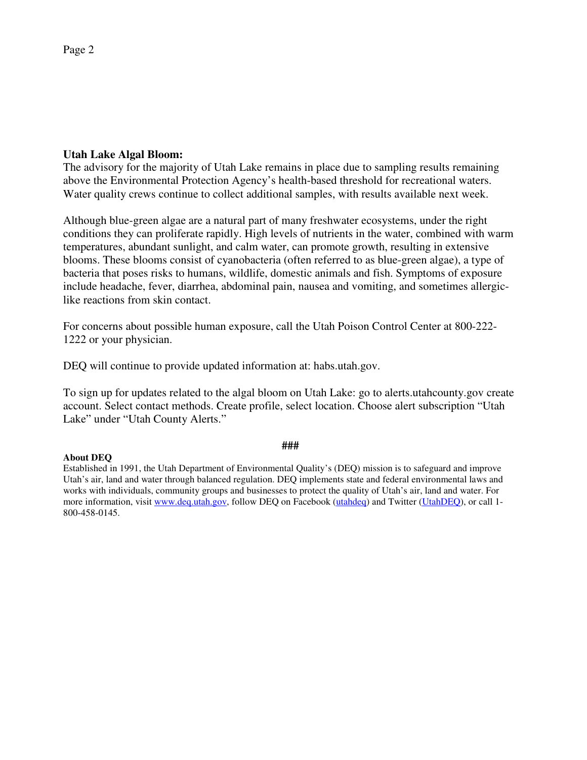**Utah Lake Algal Bloom:**

The advisory for the majority of Utah Lake remains in place due to sampling results remaining above the Environmental Protection Agency's health-based threshold for recreational waters. Water quality crews continue to collect additional samples, with results available next week.

Although blue-green algae are a natural part of many freshwater ecosystems, under the right conditions they can proliferate rapidly. High levels of nutrients in the water, combined with warm temperatures, abundant sunlight, and calm water, can promote growth, resulting in extensive blooms. These blooms consist of cyanobacteria (often referred to as blue-green algae), a type of bacteria that poses risks to humans, wildlife, domestic animals and fish. Symptoms of exposure include headache, fever, diarrhea, abdominal pain, nausea and vomiting, and sometimes allergic-like reactions from skin contact.

For concerns about possible human exposure, call the Utah Poison Control Center at 800-222-1222 or your physician.

DEQ will continue to provide updated information at: habs.utah.gov.

To sign up for updates related to the algal bloom on Utah Lake: go to alerts.utahcounty.gov create account. Select contact methods. Create profile, select location. Choose alert subscription "Utah Lake" under "Utah County Alerts."

###

**About DEQ**

Established in 1991, the Utah Department of Environmental Quality's (DEQ) mission is to safeguard and improve Utah's air, land and water through balanced regulation. DEQ implements state and federal environmental laws and works with individuals, community groups and businesses to protect the quality of Utah's air, land and water. For more information, visit www.deq.utah.gov, follow DEQ on Facebook (utahdeq) and Twitter (UtahDEQ), or call 1-800-458-0145.